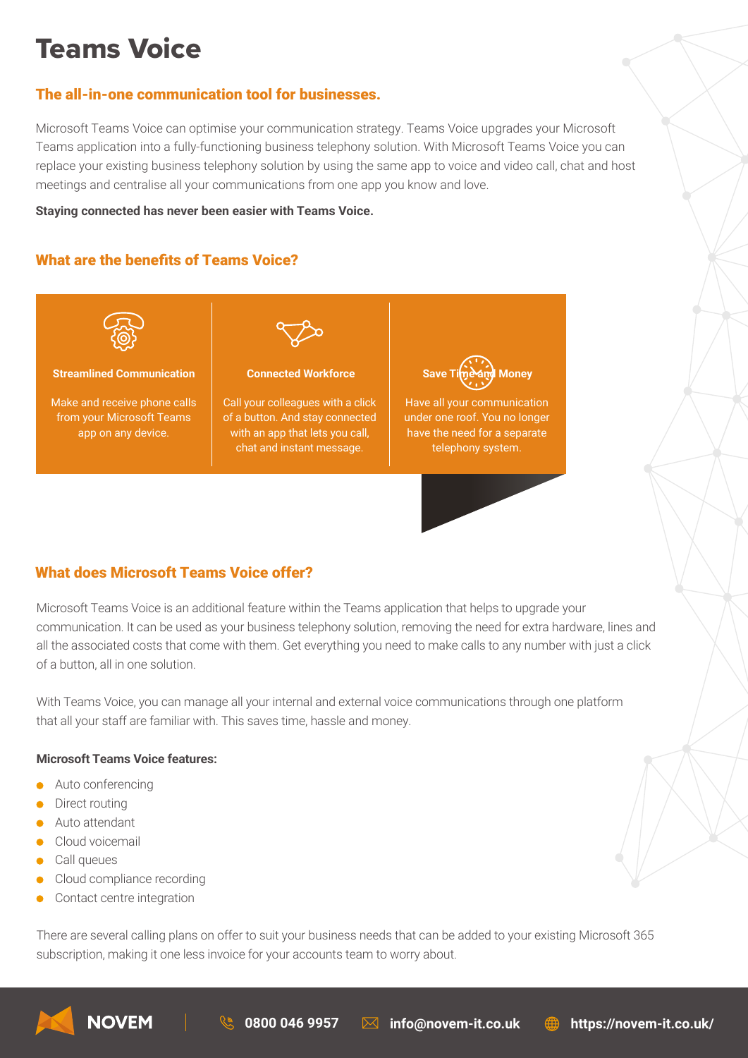# Teams Voice

## The all-in-one communication tool for businesses.

Microsoft Teams Voice can optimise your communication strategy. Teams Voice upgrades your Microsoft Teams application into a fully-functioning business telephony solution. With Microsoft Teams Voice you can replace your existing business telephony solution by using the same app to voice and video call, chat and host meetings and centralise all your communications from one app you know and love.

**Staying connected has never been easier with Teams Voice.**

## What are the benefits of Teams Voice?

**Streamlined Communication**

Make and receive phone calls from your Microsoft Teams app on any device.

**Connected Workforce**

Call your colleagues with a click of a button. And stay connected with an app that lets you call, chat and instant message.

**Save Time and Money**

Have all your communication under one roof. You no longer have the need for a separate telephony system.

## What does Microsoft Teams Voice offer?

Microsoft Teams Voice is an additional feature within the Teams application that helps to upgrade your communication. It can be used as your business telephony solution, removing the need for extra hardware, lines and all the associated costs that come with them. Get everything you need to make calls to any number with just a click of a button, all in one solution.

With Teams Voice, you can manage all your internal and external voice communications through one platform that all your staff are familiar with. This saves time, hassle and money.

**Microsoft Teams Voice features:**

- Auto conferencing
- Direct routing
- Auto attendant
- Cloud voicemail
- Call queues
- Cloud compliance recording
- Contact centre integration

There are several calling plans on offer to suit your business needs that can be added to your existing Microsoft 365 subscription, making it one less invoice for your accounts team to worry about.

NOVEM | 0800 046 9957 | info@novem-it.co.uk | https://novem-it.co.uk/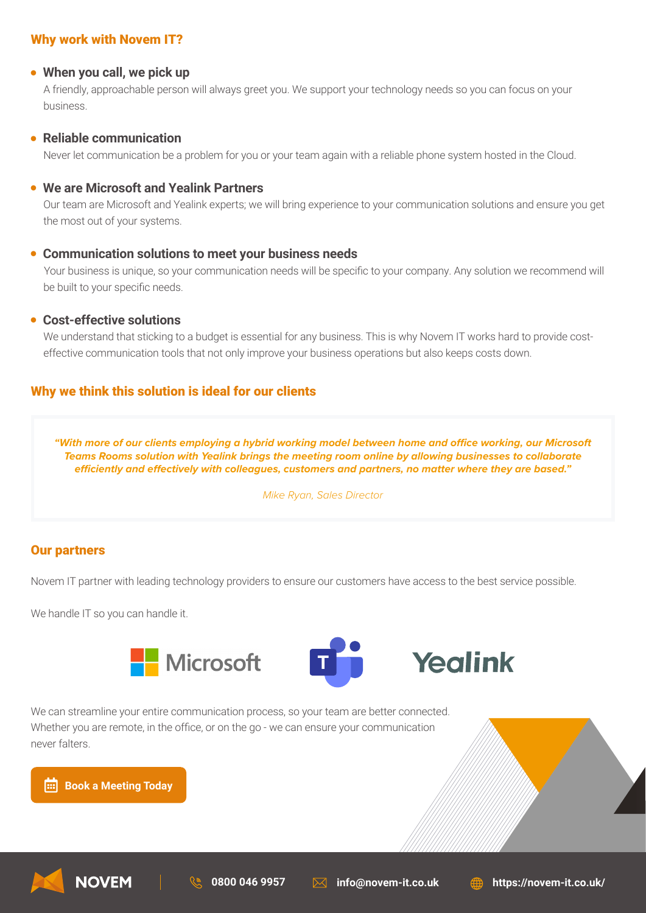## Why work with Novem IT?

- **When you call, we pick up**
  A friendly, approachable person will always greet you. We support your technology needs so you can focus on your business.

- **Reliable communication**
  Never let communication be a problem for you or your team again with a reliable phone system hosted in the Cloud.

- **We are Microsoft and Yealink Partners**
  Our team are Microsoft and Yealink experts; we will bring experience to your communication solutions and ensure you get the most out of your systems.

- **Communication solutions to meet your business needs**
  Your business is unique, so your communication needs will be specific to your company. Any solution we recommend will be built to your specific needs.

- **Cost-effective solutions**
  We understand that sticking to a budget is essential for any business. This is why Novem IT works hard to provide cost-effective communication tools that not only improve your business operations but also keeps costs down.

## Why we think this solution is ideal for our clients

> ***"With more of our clients employing a hybrid working model between home and office working, our Microsoft Teams Rooms solution with Yealink brings the meeting room online by allowing businesses to collaborate efficiently and effectively with colleagues, customers and partners, no matter where they are based."***
>
> *Mike Ryan, Sales Director*

## Our partners

Novem IT partner with leading technology providers to ensure our customers have access to the best service possible.

We handle IT so you can handle it.

Microsoft Yealink

We can streamline your entire communication process, so your team are better connected. Whether you are remote, in the office, or on the go - we can ensure your communication never falters.

**Book a Meeting Today**

NOVEM | 0800 046 9957 | info@novem-it.co.uk | https://novem-it.co.uk/